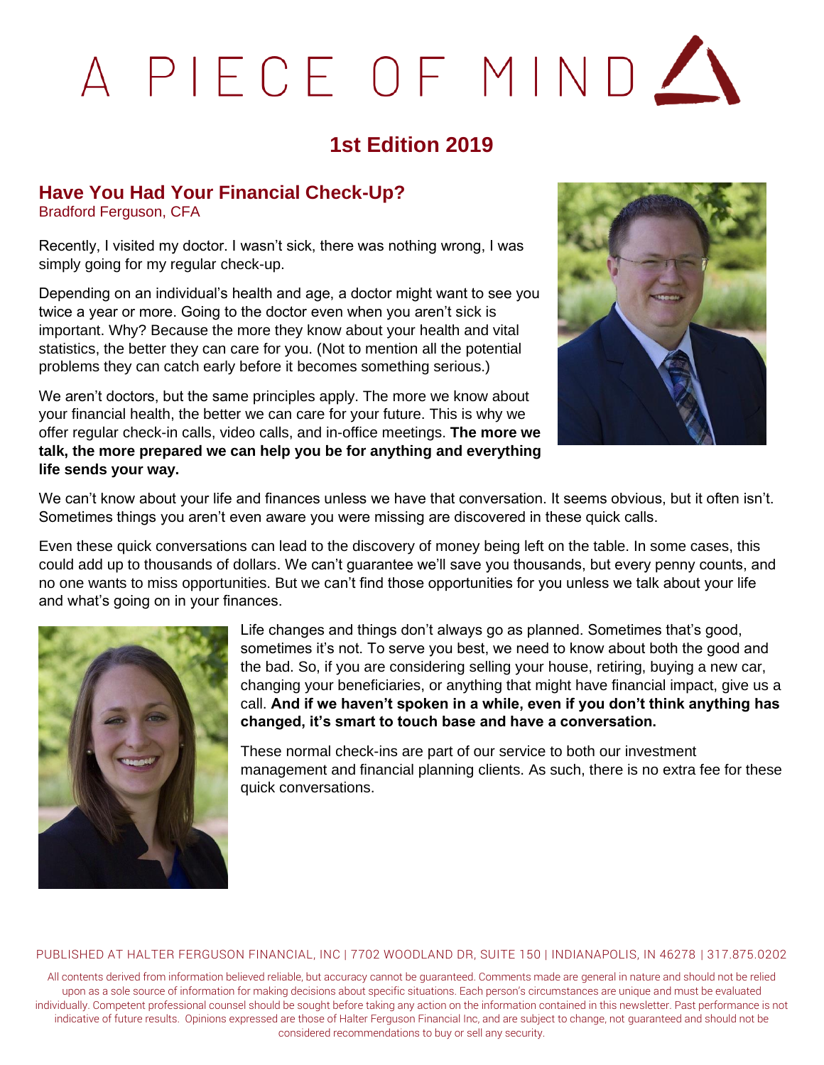# A PIECE OF MIND

## 1st Edition 2019

### Have You Had Your Financial Check-Up?

Bradford Ferguson, CFA

Recently, I visited my doctor. I wasn't sick, there was nothing wrong, I was simply going for my regular check-up.

Depending on an individual's health and age, a doctor might want to see you twice a year or more. Going to the doctor even when you aren't sick is important. Why? Because the more they know about your health and vital statistics, the better they can care for you. (Not to mention all the potential problems they can catch early before it becomes something serious.)

We aren't doctors, but the same principles apply. The more we know about your financial health, the better we can care for your future. This is why we offer regular check-in calls, video calls, and in-office meetings. **The more we talk, the more prepared we can help you be for anything and everything life sends your way.**

We can't know about your life and finances unless we have that conversation. It seems obvious, but it often isn't. Sometimes things you aren't even aware you were missing are discovered in these quick calls.

Even these quick conversations can lead to the discovery of money being left on the table. In some cases, this could add up to thousands of dollars. We can't guarantee we'll save you thousands, but every penny counts, and no one wants to miss opportunities. But we can't find those opportunities for you unless we talk about your life and what's going on in your finances.

Life changes and things don't always go as planned. Sometimes that's good, sometimes it's not. To serve you best, we need to know about both the good and the bad. So, if you are considering selling your house, retiring, buying a new car, changing your beneficiaries, or anything that might have financial impact, give us a call. **And if we haven't spoken in a while, even if you don't think anything has changed, it's smart to touch base and have a conversation.**

These normal check-ins are part of our service to both our investment management and financial planning clients. As such, there is no extra fee for these quick conversations.

PUBLISHED AT HALTER FERGUSON FINANCIAL, INC | 7702 WOODLAND DR, SUITE 150 | INDIANAPOLIS, IN 46278 | 317.875.0202

All contents derived from information believed reliable, but accuracy cannot be guaranteed. Comments made are general in nature and should not be relied upon as a sole source of information for making decisions about specific situations. Each person's circumstances are unique and must be evaluated individually. Competent professional counsel should be sought before taking any action on the information contained in this newsletter. Past performance is not indicative of future results. Opinions expressed are those of Halter Ferguson Financial Inc, and are subject to change, not guaranteed and should not be considered recommendations to buy or sell any security.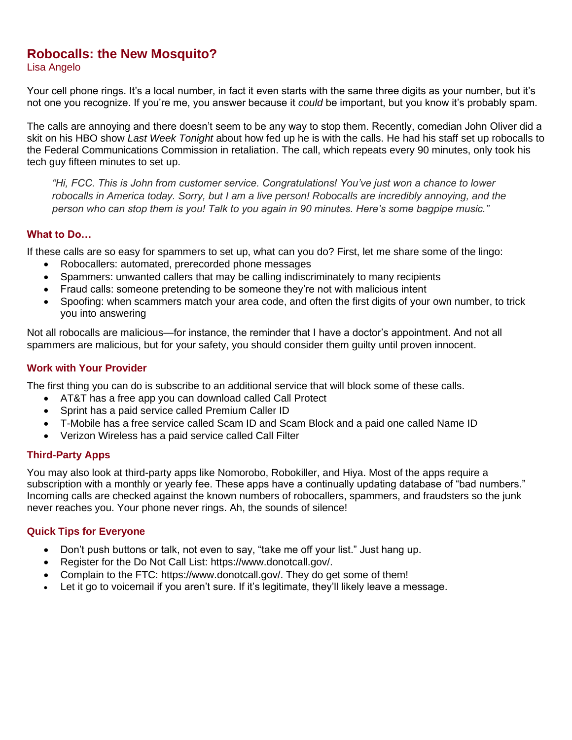# Robocalls: the New Mosquito?

Lisa Angelo

Your cell phone rings. It's a local number, in fact it even starts with the same three digits as your number, but it's not one you recognize. If you're me, you answer because it *could* be important, but you know it's probably spam.

The calls are annoying and there doesn't seem to be any way to stop them. Recently, comedian John Oliver did a skit on his HBO show *Last Week Tonight* about how fed up he is with the calls. He had his staff set up robocalls to the Federal Communications Commission in retaliation. The call, which repeats every 90 minutes, only took his tech guy fifteen minutes to set up.

> *"Hi, FCC. This is John from customer service. Congratulations! You've just won a chance to lower robocalls in America today. Sorry, but I am a live person! Robocalls are incredibly annoying, and the person who can stop them is you! Talk to you again in 90 minutes. Here's some bagpipe music."*

## What to Do…

If these calls are so easy for spammers to set up, what can you do? First, let me share some of the lingo:

- Robocallers: automated, prerecorded phone messages
- Spammers: unwanted callers that may be calling indiscriminately to many recipients
- Fraud calls: someone pretending to be someone they're not with malicious intent
- Spoofing: when scammers match your area code, and often the first digits of your own number, to trick you into answering

Not all robocalls are malicious—for instance, the reminder that I have a doctor's appointment. And not all spammers are malicious, but for your safety, you should consider them guilty until proven innocent.

## Work with Your Provider

The first thing you can do is subscribe to an additional service that will block some of these calls.

- AT&T has a free app you can download called Call Protect
- Sprint has a paid service called Premium Caller ID
- T-Mobile has a free service called Scam ID and Scam Block and a paid one called Name ID
- Verizon Wireless has a paid service called Call Filter

## Third-Party Apps

You may also look at third-party apps like Nomorobo, Robokiller, and Hiya. Most of the apps require a subscription with a monthly or yearly fee. These apps have a continually updating database of "bad numbers." Incoming calls are checked against the known numbers of robocallers, spammers, and fraudsters so the junk never reaches you. Your phone never rings. Ah, the sounds of silence!

## Quick Tips for Everyone

- Don't push buttons or talk, not even to say, "take me off your list." Just hang up.
- Register for the Do Not Call List: https://www.donotcall.gov/.
- Complain to the FTC: https://www.donotcall.gov/. They do get some of them!
- Let it go to voicemail if you aren't sure. If it's legitimate, they'll likely leave a message.